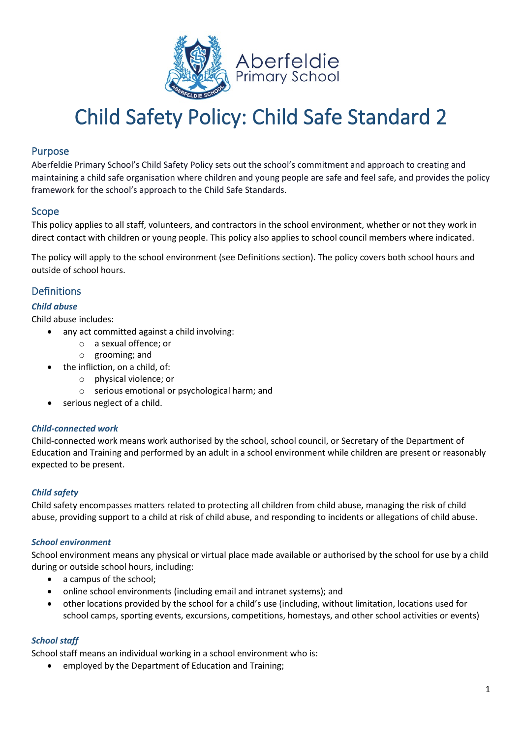Aberfeldie Primary School

# Child Safety Policy: Child Safe Standard 2

## Purpose

Aberfeldie Primary School's Child Safety Policy sets out the school's commitment and approach to creating and maintaining a child safe organisation where children and young people are safe and feel safe, and provides the policy framework for the school's approach to the Child Safe Standards.

## Scope

This policy applies to all staff, volunteers, and contractors in the school environment, whether or not they work in direct contact with children or young people. This policy also applies to school council members where indicated.

The policy will apply to the school environment (see Definitions section). The policy covers both school hours and outside of school hours.

## Definitions

### *Child abuse*

Child abuse includes:

- any act committed against a child involving:
  - a sexual offence; or
  - grooming; and
- the infliction, on a child, of:
  - physical violence; or
  - serious emotional or psychological harm; and
- serious neglect of a child.

### *Child-connected work*

Child-connected work means work authorised by the school, school council, or Secretary of the Department of Education and Training and performed by an adult in a school environment while children are present or reasonably expected to be present.

### *Child safety*

Child safety encompasses matters related to protecting all children from child abuse, managing the risk of child abuse, providing support to a child at risk of child abuse, and responding to incidents or allegations of child abuse.

### *School environment*

School environment means any physical or virtual place made available or authorised by the school for use by a child during or outside school hours, including:

- a campus of the school;
- online school environments (including email and intranet systems); and
- other locations provided by the school for a child's use (including, without limitation, locations used for school camps, sporting events, excursions, competitions, homestays, and other school activities or events)

### *School staff*

School staff means an individual working in a school environment who is:

- employed by the Department of Education and Training;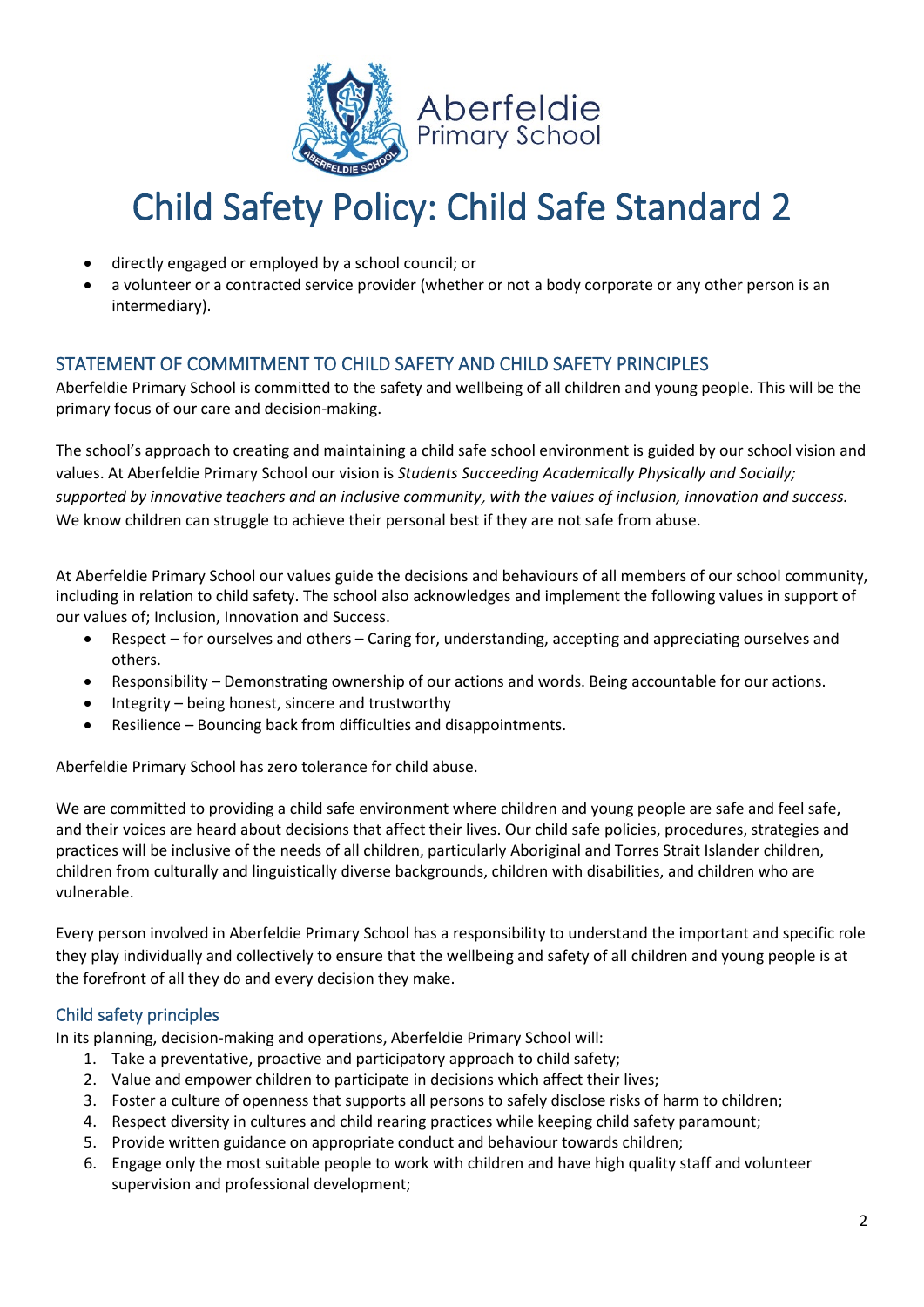- directly engaged or employed by a school council; or
- a volunteer or a contracted service provider (whether or not a body corporate or any other person is an intermediary).

## STATEMENT OF COMMITMENT TO CHILD SAFETY AND CHILD SAFETY PRINCIPLES

Aberfeldie Primary School is committed to the safety and wellbeing of all children and young people. This will be the primary focus of our care and decision-making.

The school's approach to creating and maintaining a child safe school environment is guided by our school vision and values. At Aberfeldie Primary School our vision is *Students Succeeding Academically Physically and Socially; supported by innovative teachers and an inclusive community, with the values of inclusion, innovation and success.* We know children can struggle to achieve their personal best if they are not safe from abuse.

At Aberfeldie Primary School our values guide the decisions and behaviours of all members of our school community, including in relation to child safety. The school also acknowledges and implement the following values in support of our values of; Inclusion, Innovation and Success.

- Respect – for ourselves and others – Caring for, understanding, accepting and appreciating ourselves and others.
- Responsibility – Demonstrating ownership of our actions and words. Being accountable for our actions.
- Integrity – being honest, sincere and trustworthy
- Resilience – Bouncing back from difficulties and disappointments.

Aberfeldie Primary School has zero tolerance for child abuse.

We are committed to providing a child safe environment where children and young people are safe and feel safe, and their voices are heard about decisions that affect their lives. Our child safe policies, procedures, strategies and practices will be inclusive of the needs of all children, particularly Aboriginal and Torres Strait Islander children, children from culturally and linguistically diverse backgrounds, children with disabilities, and children who are vulnerable.

Every person involved in Aberfeldie Primary School has a responsibility to understand the important and specific role they play individually and collectively to ensure that the wellbeing and safety of all children and young people is at the forefront of all they do and every decision they make.

### Child safety principles

In its planning, decision-making and operations, Aberfeldie Primary School will:

1. Take a preventative, proactive and participatory approach to child safety;
2. Value and empower children to participate in decisions which affect their lives;
3. Foster a culture of openness that supports all persons to safely disclose risks of harm to children;
4. Respect diversity in cultures and child rearing practices while keeping child safety paramount;
5. Provide written guidance on appropriate conduct and behaviour towards children;
6. Engage only the most suitable people to work with children and have high quality staff and volunteer supervision and professional development;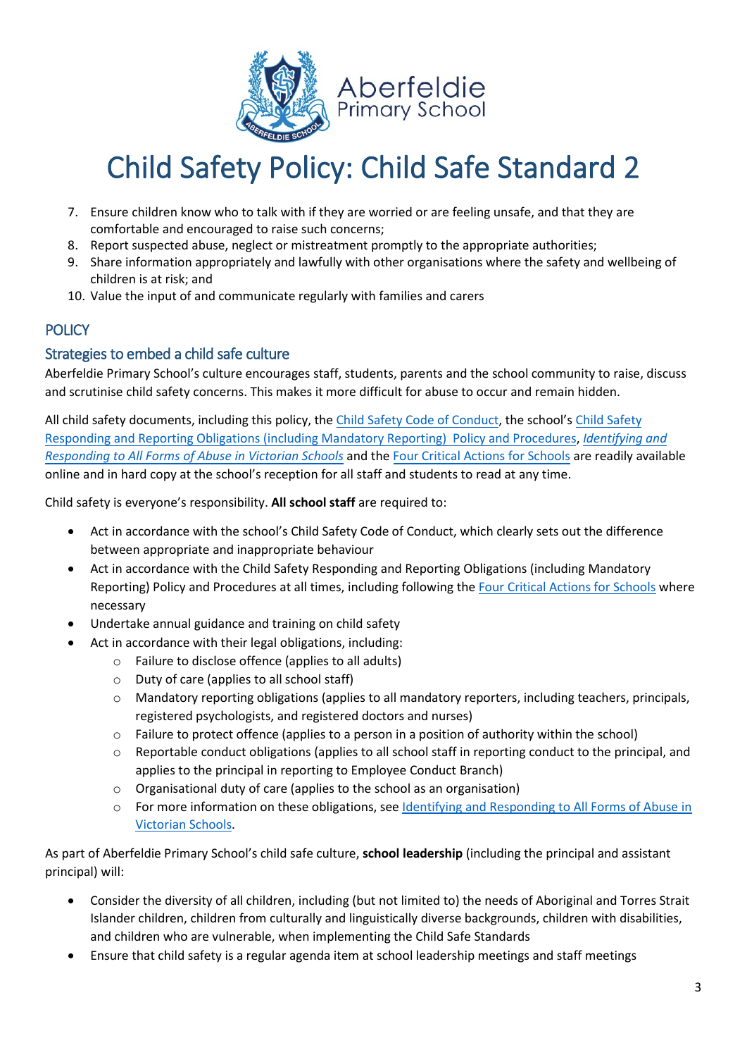# Child Safety Policy: Child Safe Standard 2

7. Ensure children know who to talk with if they are worried or are feeling unsafe, and that they are comfortable and encouraged to raise such concerns;
8. Report suspected abuse, neglect or mistreatment promptly to the appropriate authorities;
9. Share information appropriately and lawfully with other organisations where the safety and wellbeing of children is at risk; and
10. Value the input of and communicate regularly with families and carers

## POLICY

### Strategies to embed a child safe culture

Aberfeldie Primary School's culture encourages staff, students, parents and the school community to raise, discuss and scrutinise child safety concerns. This makes it more difficult for abuse to occur and remain hidden.

All child safety documents, including this policy, the Child Safety Code of Conduct, the school's Child Safety Responding and Reporting Obligations (including Mandatory Reporting) Policy and Procedures, *Identifying and Responding to All Forms of Abuse in Victorian Schools* and the Four Critical Actions for Schools are readily available online and in hard copy at the school's reception for all staff and students to read at any time.

Child safety is everyone's responsibility. **All school staff** are required to:

- Act in accordance with the school's Child Safety Code of Conduct, which clearly sets out the difference between appropriate and inappropriate behaviour
- Act in accordance with the Child Safety Responding and Reporting Obligations (including Mandatory Reporting) Policy and Procedures at all times, including following the Four Critical Actions for Schools where necessary
- Undertake annual guidance and training on child safety
- Act in accordance with their legal obligations, including:
  - Failure to disclose offence (applies to all adults)
  - Duty of care (applies to all school staff)
  - Mandatory reporting obligations (applies to all mandatory reporters, including teachers, principals, registered psychologists, and registered doctors and nurses)
  - Failure to protect offence (applies to a person in a position of authority within the school)
  - Reportable conduct obligations (applies to all school staff in reporting conduct to the principal, and applies to the principal in reporting to Employee Conduct Branch)
  - Organisational duty of care (applies to the school as an organisation)
  - For more information on these obligations, see Identifying and Responding to All Forms of Abuse in Victorian Schools.

As part of Aberfeldie Primary School's child safe culture, **school leadership** (including the principal and assistant principal) will:

- Consider the diversity of all children, including (but not limited to) the needs of Aboriginal and Torres Strait Islander children, children from culturally and linguistically diverse backgrounds, children with disabilities, and children who are vulnerable, when implementing the Child Safe Standards
- Ensure that child safety is a regular agenda item at school leadership meetings and staff meetings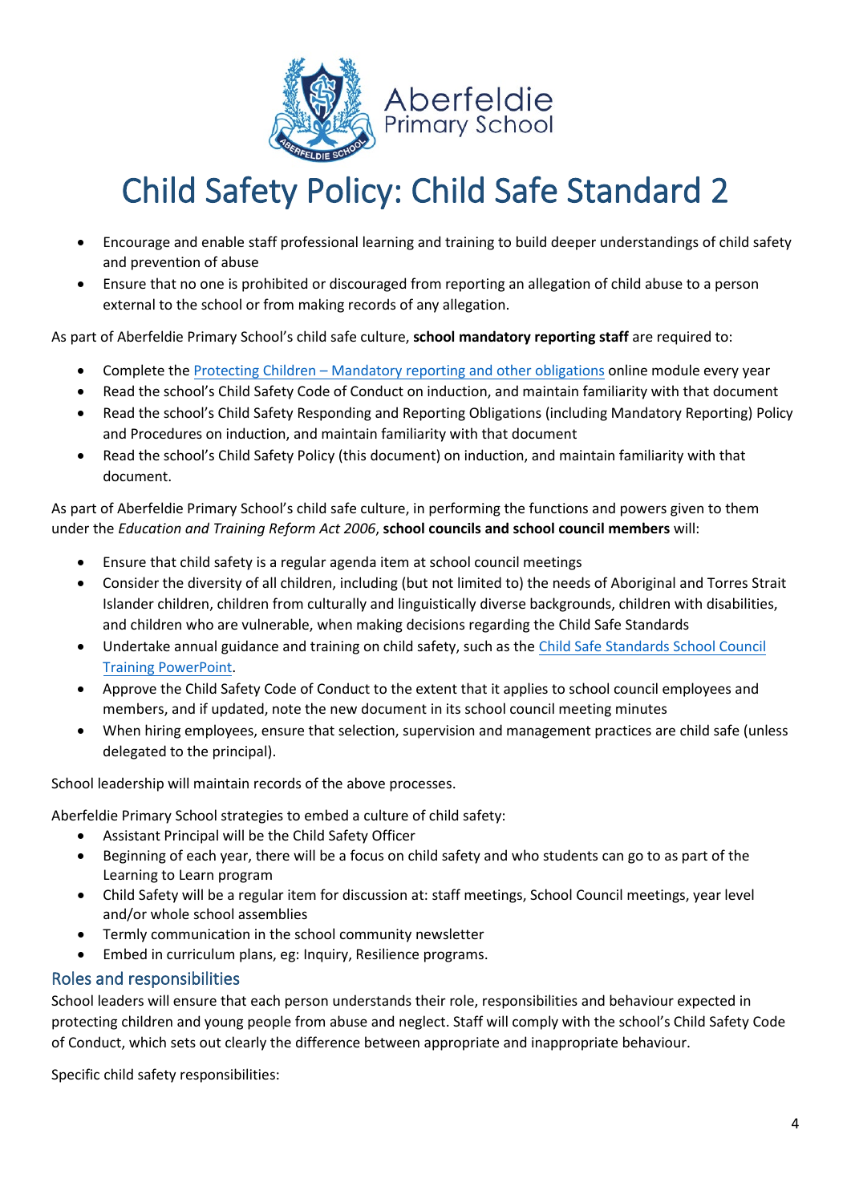- Encourage and enable staff professional learning and training to build deeper understandings of child safety and prevention of abuse
- Ensure that no one is prohibited or discouraged from reporting an allegation of child abuse to a person external to the school or from making records of any allegation.

As part of Aberfeldie Primary School's child safe culture, **school mandatory reporting staff** are required to:

- Complete the Protecting Children – Mandatory reporting and other obligations online module every year
- Read the school's Child Safety Code of Conduct on induction, and maintain familiarity with that document
- Read the school's Child Safety Responding and Reporting Obligations (including Mandatory Reporting) Policy and Procedures on induction, and maintain familiarity with that document
- Read the school's Child Safety Policy (this document) on induction, and maintain familiarity with that document.

As part of Aberfeldie Primary School's child safe culture, in performing the functions and powers given to them under the *Education and Training Reform Act 2006*, **school councils and school council members** will:

- Ensure that child safety is a regular agenda item at school council meetings
- Consider the diversity of all children, including (but not limited to) the needs of Aboriginal and Torres Strait Islander children, children from culturally and linguistically diverse backgrounds, children with disabilities, and children who are vulnerable, when making decisions regarding the Child Safe Standards
- Undertake annual guidance and training on child safety, such as the Child Safe Standards School Council Training PowerPoint.
- Approve the Child Safety Code of Conduct to the extent that it applies to school council employees and members, and if updated, note the new document in its school council meeting minutes
- When hiring employees, ensure that selection, supervision and management practices are child safe (unless delegated to the principal).

School leadership will maintain records of the above processes.

Aberfeldie Primary School strategies to embed a culture of child safety:

- Assistant Principal will be the Child Safety Officer
- Beginning of each year, there will be a focus on child safety and who students can go to as part of the Learning to Learn program
- Child Safety will be a regular item for discussion at: staff meetings, School Council meetings, year level and/or whole school assemblies
- Termly communication in the school community newsletter
- Embed in curriculum plans, eg: Inquiry, Resilience programs.

## Roles and responsibilities

School leaders will ensure that each person understands their role, responsibilities and behaviour expected in protecting children and young people from abuse and neglect. Staff will comply with the school's Child Safety Code of Conduct, which sets out clearly the difference between appropriate and inappropriate behaviour.

Specific child safety responsibilities: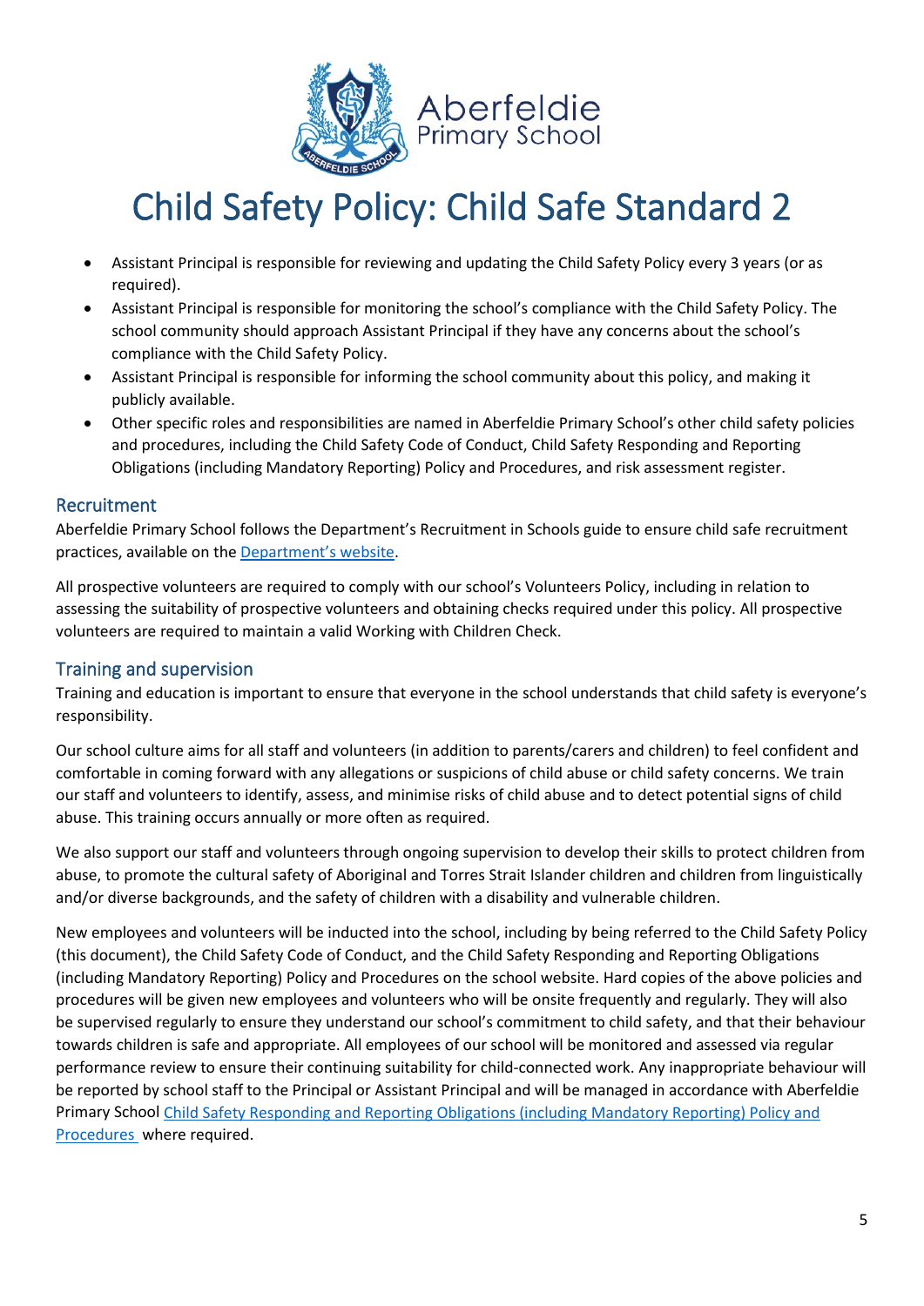# Child Safety Policy: Child Safe Standard 2

- Assistant Principal is responsible for reviewing and updating the Child Safety Policy every 3 years (or as required).
- Assistant Principal is responsible for monitoring the school's compliance with the Child Safety Policy. The school community should approach Assistant Principal if they have any concerns about the school's compliance with the Child Safety Policy.
- Assistant Principal is responsible for informing the school community about this policy, and making it publicly available.
- Other specific roles and responsibilities are named in Aberfeldie Primary School's other child safety policies and procedures, including the Child Safety Code of Conduct, Child Safety Responding and Reporting Obligations (including Mandatory Reporting) Policy and Procedures, and risk assessment register.

## Recruitment

Aberfeldie Primary School follows the Department's Recruitment in Schools guide to ensure child safe recruitment practices, available on the Department's website.

All prospective volunteers are required to comply with our school's Volunteers Policy, including in relation to assessing the suitability of prospective volunteers and obtaining checks required under this policy. All prospective volunteers are required to maintain a valid Working with Children Check.

## Training and supervision

Training and education is important to ensure that everyone in the school understands that child safety is everyone's responsibility.

Our school culture aims for all staff and volunteers (in addition to parents/carers and children) to feel confident and comfortable in coming forward with any allegations or suspicions of child abuse or child safety concerns. We train our staff and volunteers to identify, assess, and minimise risks of child abuse and to detect potential signs of child abuse. This training occurs annually or more often as required.

We also support our staff and volunteers through ongoing supervision to develop their skills to protect children from abuse, to promote the cultural safety of Aboriginal and Torres Strait Islander children and children from linguistically and/or diverse backgrounds, and the safety of children with a disability and vulnerable children.

New employees and volunteers will be inducted into the school, including by being referred to the Child Safety Policy (this document), the Child Safety Code of Conduct, and the Child Safety Responding and Reporting Obligations (including Mandatory Reporting) Policy and Procedures on the school website. Hard copies of the above policies and procedures will be given new employees and volunteers who will be onsite frequently and regularly. They will also be supervised regularly to ensure they understand our school's commitment to child safety, and that their behaviour towards children is safe and appropriate. All employees of our school will be monitored and assessed via regular performance review to ensure their continuing suitability for child-connected work. Any inappropriate behaviour will be reported by school staff to the Principal or Assistant Principal and will be managed in accordance with Aberfeldie Primary School Child Safety Responding and Reporting Obligations (including Mandatory Reporting) Policy and Procedures where required.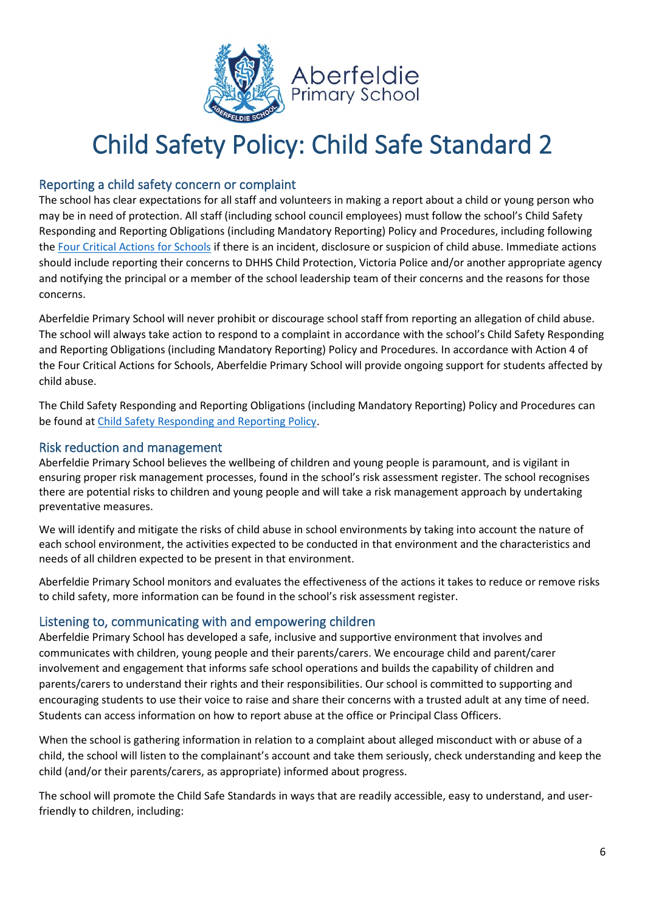Aberfeldie Primary School

# Child Safety Policy: Child Safe Standard 2

## Reporting a child safety concern or complaint

The school has clear expectations for all staff and volunteers in making a report about a child or young person who may be in need of protection. All staff (including school council employees) must follow the school's Child Safety Responding and Reporting Obligations (including Mandatory Reporting) Policy and Procedures, including following the [Four Critical Actions for Schools]() if there is an incident, disclosure or suspicion of child abuse. Immediate actions should include reporting their concerns to DHHS Child Protection, Victoria Police and/or another appropriate agency and notifying the principal or a member of the school leadership team of their concerns and the reasons for those concerns.

Aberfeldie Primary School will never prohibit or discourage school staff from reporting an allegation of child abuse. The school will always take action to respond to a complaint in accordance with the school's Child Safety Responding and Reporting Obligations (including Mandatory Reporting) Policy and Procedures. In accordance with Action 4 of the Four Critical Actions for Schools, Aberfeldie Primary School will provide ongoing support for students affected by child abuse.

The Child Safety Responding and Reporting Obligations (including Mandatory Reporting) Policy and Procedures can be found at [Child Safety Responding and Reporting Policy]().

## Risk reduction and management

Aberfeldie Primary School believes the wellbeing of children and young people is paramount, and is vigilant in ensuring proper risk management processes, found in the school's risk assessment register. The school recognises there are potential risks to children and young people and will take a risk management approach by undertaking preventative measures.

We will identify and mitigate the risks of child abuse in school environments by taking into account the nature of each school environment, the activities expected to be conducted in that environment and the characteristics and needs of all children expected to be present in that environment.

Aberfeldie Primary School monitors and evaluates the effectiveness of the actions it takes to reduce or remove risks to child safety, more information can be found in the school's risk assessment register.

## Listening to, communicating with and empowering children

Aberfeldie Primary School has developed a safe, inclusive and supportive environment that involves and communicates with children, young people and their parents/carers. We encourage child and parent/carer involvement and engagement that informs safe school operations and builds the capability of children and parents/carers to understand their rights and their responsibilities. Our school is committed to supporting and encouraging students to use their voice to raise and share their concerns with a trusted adult at any time of need. Students can access information on how to report abuse at the office or Principal Class Officers.

When the school is gathering information in relation to a complaint about alleged misconduct with or abuse of a child, the school will listen to the complainant's account and take them seriously, check understanding and keep the child (and/or their parents/carers, as appropriate) informed about progress.

The school will promote the Child Safe Standards in ways that are readily accessible, easy to understand, and user-friendly to children, including: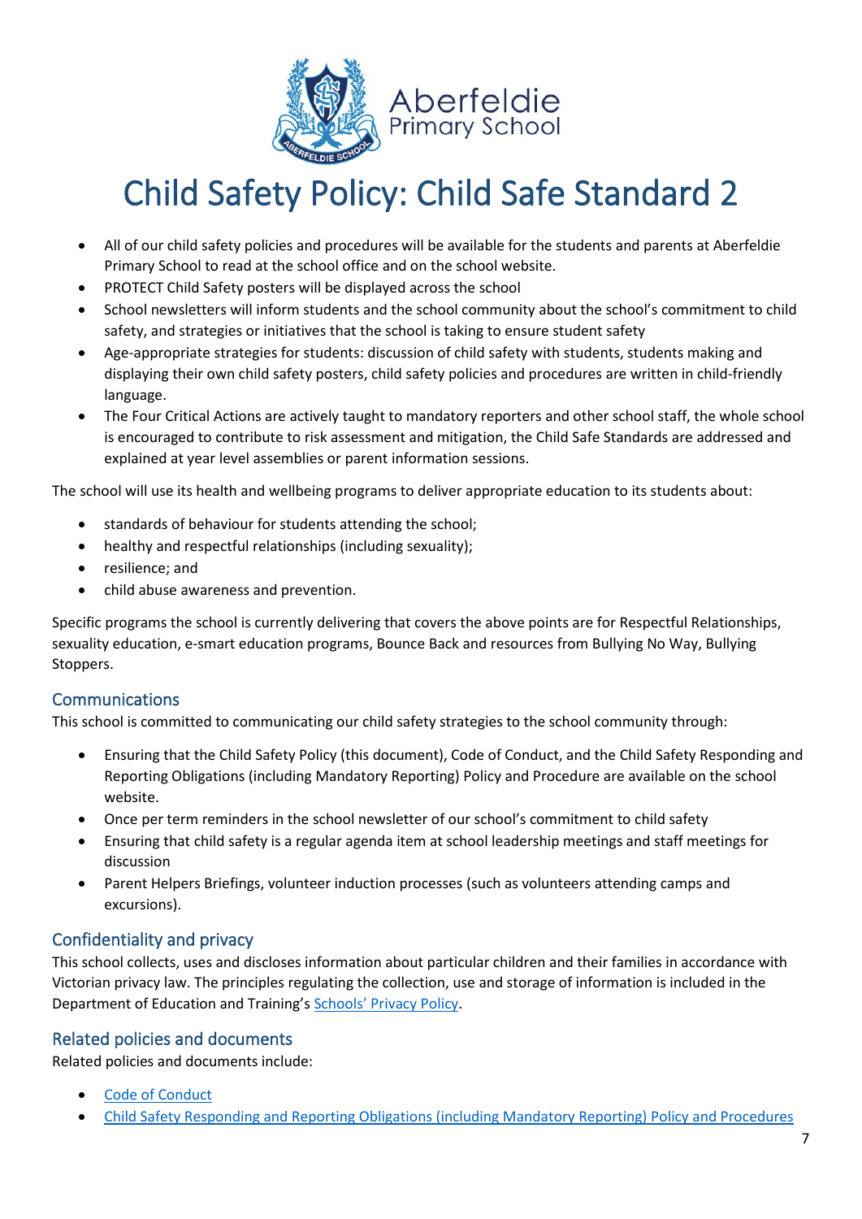# Child Safety Policy: Child Safe Standard 2

- All of our child safety policies and procedures will be available for the students and parents at Aberfeldie Primary School to read at the school office and on the school website.
- PROTECT Child Safety posters will be displayed across the school
- School newsletters will inform students and the school community about the school's commitment to child safety, and strategies or initiatives that the school is taking to ensure student safety
- Age-appropriate strategies for students: discussion of child safety with students, students making and displaying their own child safety posters, child safety policies and procedures are written in child-friendly language.
- The Four Critical Actions are actively taught to mandatory reporters and other school staff, the whole school is encouraged to contribute to risk assessment and mitigation, the Child Safe Standards are addressed and explained at year level assemblies or parent information sessions.

The school will use its health and wellbeing programs to deliver appropriate education to its students about:

- standards of behaviour for students attending the school;
- healthy and respectful relationships (including sexuality);
- resilience; and
- child abuse awareness and prevention.

Specific programs the school is currently delivering that covers the above points are for Respectful Relationships, sexuality education, e-smart education programs, Bounce Back and resources from Bullying No Way, Bullying Stoppers.

## Communications

This school is committed to communicating our child safety strategies to the school community through:

- Ensuring that the Child Safety Policy (this document), Code of Conduct, and the Child Safety Responding and Reporting Obligations (including Mandatory Reporting) Policy and Procedure are available on the school website.
- Once per term reminders in the school newsletter of our school's commitment to child safety
- Ensuring that child safety is a regular agenda item at school leadership meetings and staff meetings for discussion
- Parent Helpers Briefings, volunteer induction processes (such as volunteers attending camps and excursions).

## Confidentiality and privacy

This school collects, uses and discloses information about particular children and their families in accordance with Victorian privacy law. The principles regulating the collection, use and storage of information is included in the Department of Education and Training's Schools' Privacy Policy.

## Related policies and documents

Related policies and documents include:

- Code of Conduct
- Child Safety Responding and Reporting Obligations (including Mandatory Reporting) Policy and Procedures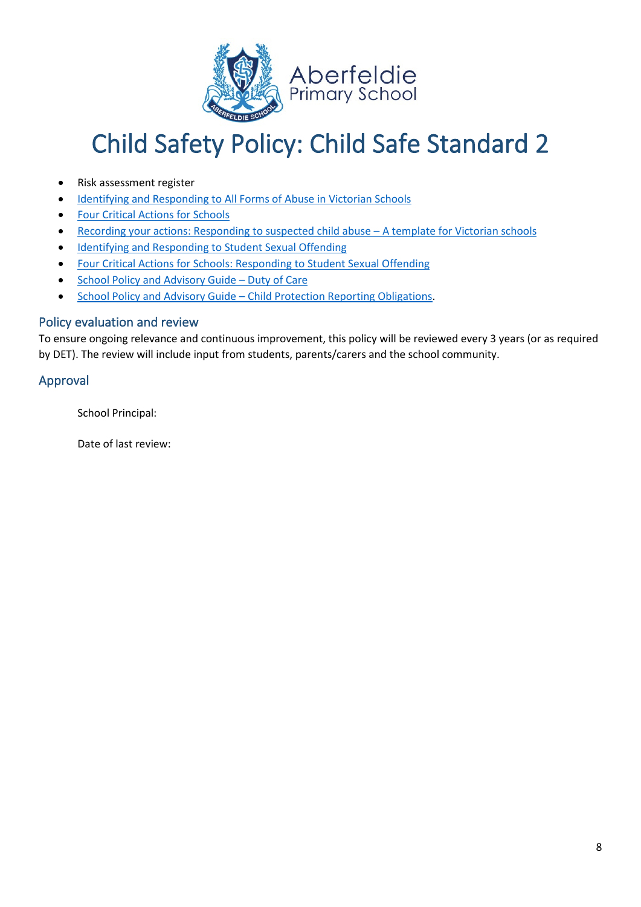# Child Safety Policy: Child Safe Standard 2

- Risk assessment register
- Identifying and Responding to All Forms of Abuse in Victorian Schools
- Four Critical Actions for Schools
- Recording your actions: Responding to suspected child abuse – A template for Victorian schools
- Identifying and Responding to Student Sexual Offending
- Four Critical Actions for Schools: Responding to Student Sexual Offending
- School Policy and Advisory Guide – Duty of Care
- School Policy and Advisory Guide – Child Protection Reporting Obligations.

## Policy evaluation and review

To ensure ongoing relevance and continuous improvement, this policy will be reviewed every 3 years (or as required by DET). The review will include input from students, parents/carers and the school community.

## Approval

School Principal:

Date of last review: